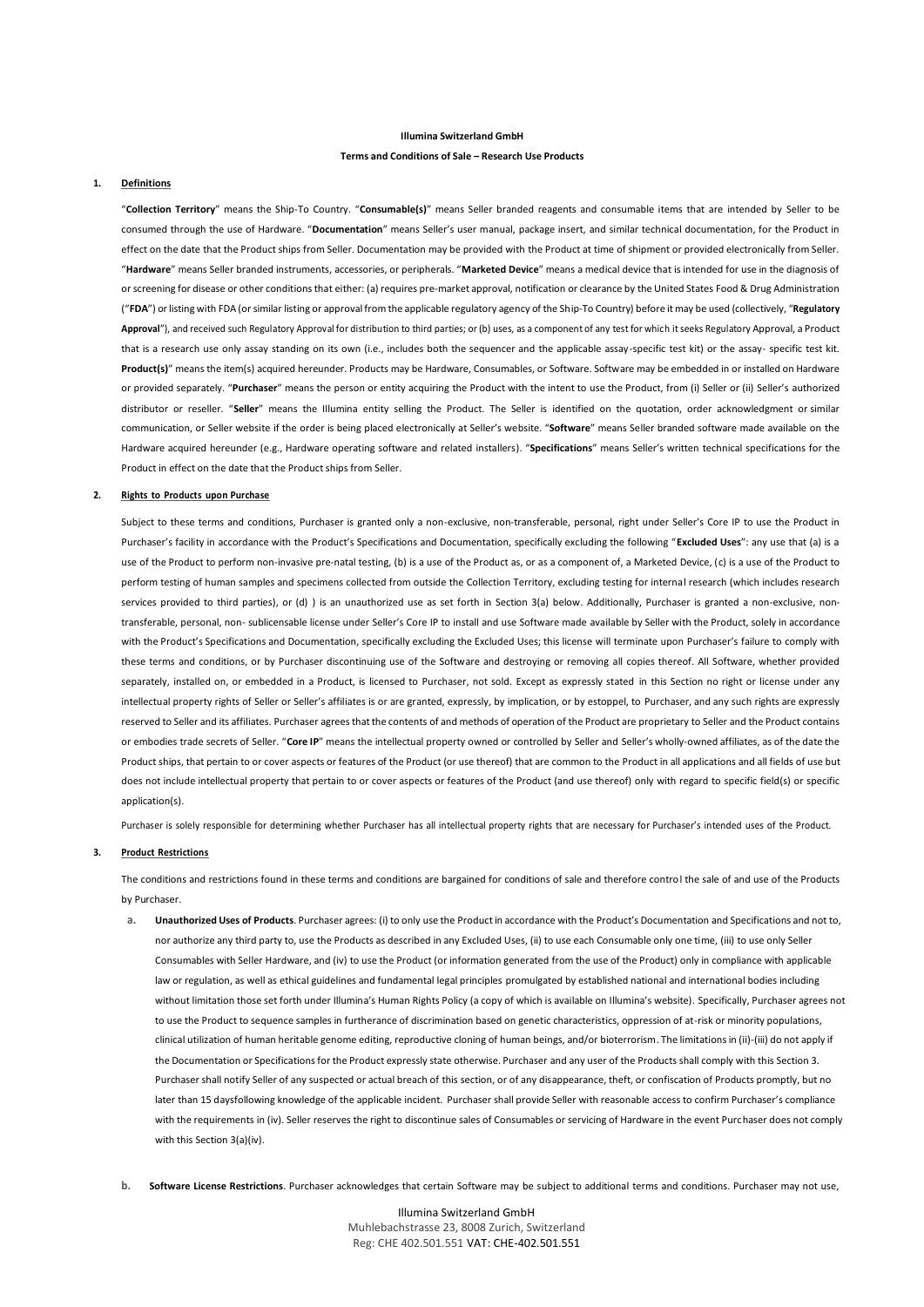**Illumina Switzerland GmbH**

**Terms and Conditions of Sale – Research Use Products**

**1. Definitions**

"**Collection Territory**" means the Ship-To Country. "**Consumable(s)**" means Seller branded reagents and consumable items that are intended by Seller to be consumed through the use of Hardware. "**Documentation**" means Seller's user manual, package insert, and similar technical documentation, for the Product in effect on the date that the Product ships from Seller. Documentation may be provided with the Product at time of shipment or provided electronically from Seller. "**Hardware**" means Seller branded instruments, accessories, or peripherals. "**Marketed Device**" means a medical device that is intended for use in the diagnosis of or screening for disease or other conditions that either: (a) requires pre-market approval, notification or clearance by the United States Food & Drug Administration ("**FDA**") or listing with FDA (or similar listing or approval from the applicable regulatory agency of the Ship-To Country) before it may be used (collectively, "**Regulatory Approval**"), and received such Regulatory Approval for distribution to third parties; or (b) uses, as a component of any test for which it seeks Regulatory Approval, a Product that is a research use only assay standing on its own (i.e., includes both the sequencer and the applicable assay-specific test kit) or the assay- specific test kit. **Product(s)**" means the item(s) acquired hereunder. Products may be Hardware, Consumables, or Software. Software may be embedded in or installed on Hardware or provided separately. "**Purchaser**" means the person or entity acquiring the Product with the intent to use the Product, from (i) Seller or (ii) Seller's authorized distributor or reseller. "**Seller**" means the Illumina entity selling the Product. The Seller is identified on the quotation, order acknowledgment or similar communication, or Seller website if the order is being placed electronically at Seller's website. "**Software**" means Seller branded software made available on the Hardware acquired hereunder (e.g., Hardware operating software and related installers). "**Specifications**" means Seller's written technical specifications for the Product in effect on the date that the Product ships from Seller.

**2. Rights to Products upon Purchase**

Subject to these terms and conditions, Purchaser is granted only a non-exclusive, non-transferable, personal, right under Seller's Core IP to use the Product in Purchaser's facility in accordance with the Product's Specifications and Documentation, specifically excluding the following "**Excluded Uses**": any use that (a) is a use of the Product to perform non-invasive pre-natal testing, (b) is a use of the Product as, or as a component of, a Marketed Device, (c) is a use of the Product to perform testing of human samples and specimens collected from outside the Collection Territory, excluding testing for internal research (which includes research services provided to third parties), or (d) ) is an unauthorized use as set forth in Section 3(a) below. Additionally, Purchaser is granted a non-exclusive, non-transferable, personal, non- sublicensable license under Seller's Core IP to install and use Software made available by Seller with the Product, solely in accordance with the Product's Specifications and Documentation, specifically excluding the Excluded Uses; this license will terminate upon Purchaser's failure to comply with these terms and conditions, or by Purchaser discontinuing use of the Software and destroying or removing all copies thereof. All Software, whether provided separately, installed on, or embedded in a Product, is licensed to Purchaser, not sold. Except as expressly stated in this Section no right or license under any intellectual property rights of Seller or Seller's affiliates is or are granted, expressly, by implication, or by estoppel, to Purchaser, and any such rights are expressly reserved to Seller and its affiliates. Purchaser agrees that the contents of and methods of operation of the Product are proprietary to Seller and the Product contains or embodies trade secrets of Seller. "**Core IP**" means the intellectual property owned or controlled by Seller and Seller's wholly-owned affiliates, as of the date the Product ships, that pertain to or cover aspects or features of the Product (or use thereof) that are common to the Product in all applications and all fields of use but does not include intellectual property that pertain to or cover aspects or features of the Product (and use thereof) only with regard to specific field(s) or specific application(s).

Purchaser is solely responsible for determining whether Purchaser has all intellectual property rights that are necessary for Purchaser's intended uses of the Product.

**3. Product Restrictions**

The conditions and restrictions found in these terms and conditions are bargained for conditions of sale and therefore control the sale of and use of the Products by Purchaser.

a. **Unauthorized Uses of Products**. Purchaser agrees: (i) to only use the Product in accordance with the Product's Documentation and Specifications and not to, nor authorize any third party to, use the Products as described in any Excluded Uses, (ii) to use each Consumable only one time, (iii) to use only Seller Consumables with Seller Hardware, and (iv) to use the Product (or information generated from the use of the Product) only in compliance with applicable law or regulation, as well as ethical guidelines and fundamental legal principles promulgated by established national and international bodies including without limitation those set forth under Illumina's Human Rights Policy (a copy of which is available on Illumina's website). Specifically, Purchaser agrees not to use the Product to sequence samples in furtherance of discrimination based on genetic characteristics, oppression of at-risk or minority populations, clinical utilization of human heritable genome editing, reproductive cloning of human beings, and/or bioterrorism. The limitations in (ii)-(iii) do not apply if the Documentation or Specifications for the Product expressly state otherwise. Purchaser and any user of the Products shall comply with this Section 3. Purchaser shall notify Seller of any suspected or actual breach of this section, or of any disappearance, theft, or confiscation of Products promptly, but no later than 15 daysfollowing knowledge of the applicable incident. Purchaser shall provide Seller with reasonable access to confirm Purchaser's compliance with the requirements in (iv). Seller reserves the right to discontinue sales of Consumables or servicing of Hardware in the event Purchaser does not comply with this Section 3(a)(iv).

b. **Software License Restrictions**. Purchaser acknowledges that certain Software may be subject to additional terms and conditions. Purchaser may not use,

Illumina Switzerland GmbH
Muhlebachstrasse 23, 8008 Zurich, Switzerland
Reg: CHE 402.501.551 VAT: CHE-402.501.551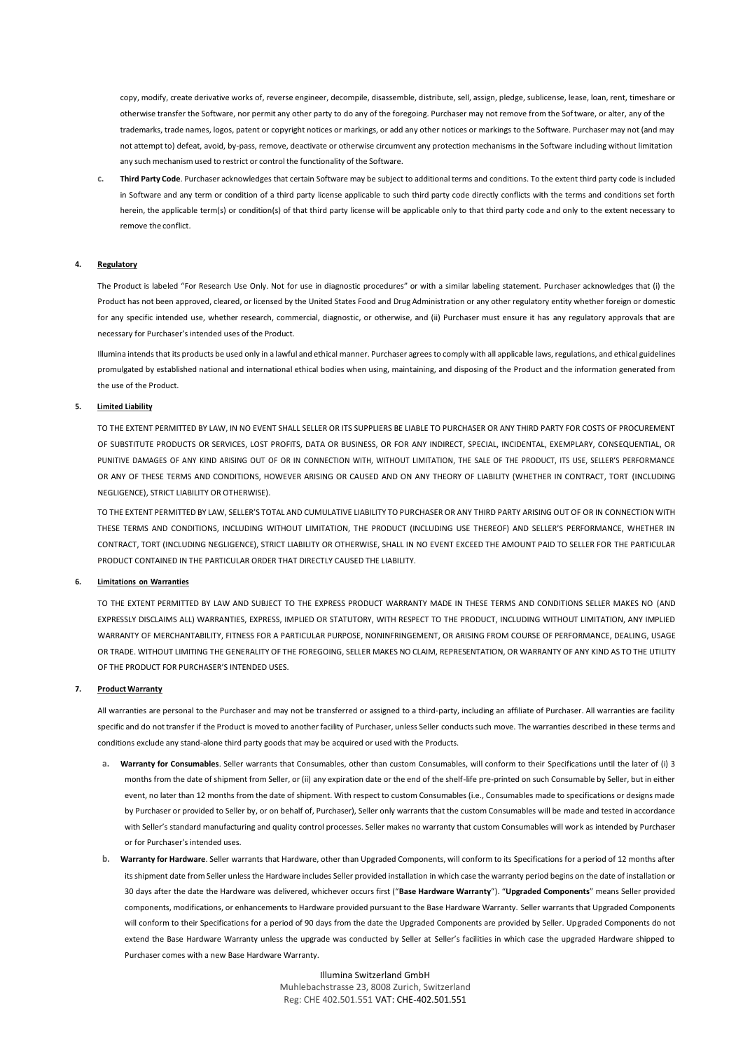copy, modify, create derivative works of, reverse engineer, decompile, disassemble, distribute, sell, assign, pledge, sublicense, lease, loan, rent, timeshare or otherwise transfer the Software, nor permit any other party to do any of the foregoing. Purchaser may not remove from the Software, or alter, any of the trademarks, trade names, logos, patent or copyright notices or markings, or add any other notices or markings to the Software. Purchaser may not (and may not attempt to) defeat, avoid, by-pass, remove, deactivate or otherwise circumvent any protection mechanisms in the Software including without limitation any such mechanism used to restrict or control the functionality of the Software.

c. **Third Party Code**. Purchaser acknowledges that certain Software may be subject to additional terms and conditions. To the extent third party code is included in Software and any term or condition of a third party license applicable to such third party code directly conflicts with the terms and conditions set forth herein, the applicable term(s) or condition(s) of that third party license will be applicable only to that third party code and only to the extent necessary to remove the conflict.

**4. Regulatory**

The Product is labeled "For Research Use Only. Not for use in diagnostic procedures" or with a similar labeling statement. Purchaser acknowledges that (i) the Product has not been approved, cleared, or licensed by the United States Food and Drug Administration or any other regulatory entity whether foreign or domestic for any specific intended use, whether research, commercial, diagnostic, or otherwise, and (ii) Purchaser must ensure it has any regulatory approvals that are necessary for Purchaser's intended uses of the Product.

Illumina intends that its products be used only in a lawful and ethical manner. Purchaser agrees to comply with all applicable laws, regulations, and ethical guidelines promulgated by established national and international ethical bodies when using, maintaining, and disposing of the Product and the information generated from the use of the Product.

**5. Limited Liability**

TO THE EXTENT PERMITTED BY LAW, IN NO EVENT SHALL SELLER OR ITS SUPPLIERS BE LIABLE TO PURCHASER OR ANY THIRD PARTY FOR COSTS OF PROCUREMENT OF SUBSTITUTE PRODUCTS OR SERVICES, LOST PROFITS, DATA OR BUSINESS, OR FOR ANY INDIRECT, SPECIAL, INCIDENTAL, EXEMPLARY, CONSEQUENTIAL, OR PUNITIVE DAMAGES OF ANY KIND ARISING OUT OF OR IN CONNECTION WITH, WITHOUT LIMITATION, THE SALE OF THE PRODUCT, ITS USE, SELLER'S PERFORMANCE OR ANY OF THESE TERMS AND CONDITIONS, HOWEVER ARISING OR CAUSED AND ON ANY THEORY OF LIABILITY (WHETHER IN CONTRACT, TORT (INCLUDING NEGLIGENCE), STRICT LIABILITY OR OTHERWISE).

TO THE EXTENT PERMITTED BY LAW, SELLER'S TOTAL AND CUMULATIVE LIABILITY TO PURCHASER OR ANY THIRD PARTY ARISING OUT OF OR IN CONNECTION WITH THESE TERMS AND CONDITIONS, INCLUDING WITHOUT LIMITATION, THE PRODUCT (INCLUDING USE THEREOF) AND SELLER'S PERFORMANCE, WHETHER IN CONTRACT, TORT (INCLUDING NEGLIGENCE), STRICT LIABILITY OR OTHERWISE, SHALL IN NO EVENT EXCEED THE AMOUNT PAID TO SELLER FOR THE PARTICULAR PRODUCT CONTAINED IN THE PARTICULAR ORDER THAT DIRECTLY CAUSED THE LIABILITY.

**6. Limitations on Warranties**

TO THE EXTENT PERMITTED BY LAW AND SUBJECT TO THE EXPRESS PRODUCT WARRANTY MADE IN THESE TERMS AND CONDITIONS SELLER MAKES NO (AND EXPRESSLY DISCLAIMS ALL) WARRANTIES, EXPRESS, IMPLIED OR STATUTORY, WITH RESPECT TO THE PRODUCT, INCLUDING WITHOUT LIMITATION, ANY IMPLIED WARRANTY OF MERCHANTABILITY, FITNESS FOR A PARTICULAR PURPOSE, NONINFRINGEMENT, OR ARISING FROM COURSE OF PERFORMANCE, DEALING, USAGE OR TRADE. WITHOUT LIMITING THE GENERALITY OF THE FOREGOING, SELLER MAKES NO CLAIM, REPRESENTATION, OR WARRANTY OF ANY KIND AS TO THE UTILITY OF THE PRODUCT FOR PURCHASER'S INTENDED USES.

**7. Product Warranty**

All warranties are personal to the Purchaser and may not be transferred or assigned to a third-party, including an affiliate of Purchaser. All warranties are facility specific and do not transfer if the Product is moved to another facility of Purchaser, unless Seller conducts such move. The warranties described in these terms and conditions exclude any stand-alone third party goods that may be acquired or used with the Products.

a. **Warranty for Consumables**. Seller warrants that Consumables, other than custom Consumables, will conform to their Specifications until the later of (i) 3 months from the date of shipment from Seller, or (ii) any expiration date or the end of the shelf-life pre-printed on such Consumable by Seller, but in either event, no later than 12 months from the date of shipment. With respect to custom Consumables (i.e., Consumables made to specifications or designs made by Purchaser or provided to Seller by, or on behalf of, Purchaser), Seller only warrants that the custom Consumables will be made and tested in accordance with Seller's standard manufacturing and quality control processes. Seller makes no warranty that custom Consumables will work as intended by Purchaser or for Purchaser's intended uses.

b. **Warranty for Hardware**. Seller warrants that Hardware, other than Upgraded Components, will conform to its Specifications for a period of 12 months after its shipment date from Seller unless the Hardware includes Seller provided installation in which case the warranty period begins on the date of installation or 30 days after the date the Hardware was delivered, whichever occurs first ("**Base Hardware Warranty**"). "**Upgraded Components**" means Seller provided components, modifications, or enhancements to Hardware provided pursuant to the Base Hardware Warranty. Seller warrants that Upgraded Components will conform to their Specifications for a period of 90 days from the date the Upgraded Components are provided by Seller. Upgraded Components do not extend the Base Hardware Warranty unless the upgrade was conducted by Seller at Seller's facilities in which case the upgraded Hardware shipped to Purchaser comes with a new Base Hardware Warranty.

Illumina Switzerland GmbH
Muhlebachstrasse 23, 8008 Zurich, Switzerland
Reg: CHE 402.501.551 VAT: CHE-402.501.551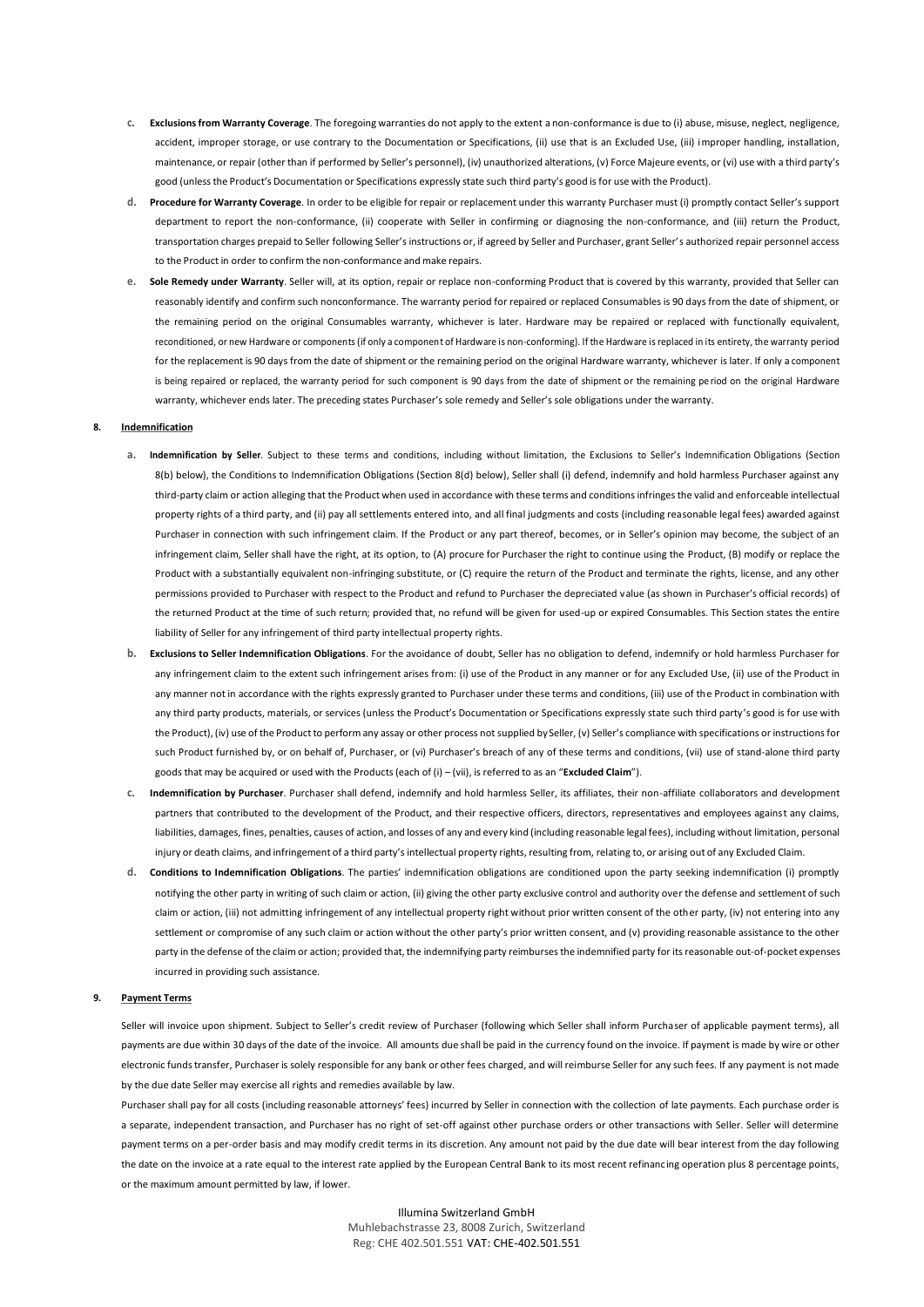c. **Exclusions from Warranty Coverage**. The foregoing warranties do not apply to the extent a non-conformance is due to (i) abuse, misuse, neglect, negligence, accident, improper storage, or use contrary to the Documentation or Specifications, (ii) use that is an Excluded Use, (iii) improper handling, installation, maintenance, or repair (other than if performed by Seller's personnel), (iv) unauthorized alterations, (v) Force Majeure events, or (vi) use with a third party's good (unless the Product's Documentation or Specifications expressly state such third party's good is for use with the Product).

d. **Procedure for Warranty Coverage**. In order to be eligible for repair or replacement under this warranty Purchaser must (i) promptly contact Seller's support department to report the non-conformance, (ii) cooperate with Seller in confirming or diagnosing the non-conformance, and (iii) return the Product, transportation charges prepaid to Seller following Seller's instructions or, if agreed by Seller and Purchaser, grant Seller's authorized repair personnel access to the Product in order to confirm the non-conformance and make repairs.

e. **Sole Remedy under Warranty**. Seller will, at its option, repair or replace non-conforming Product that is covered by this warranty, provided that Seller can reasonably identify and confirm such nonconformance. The warranty period for repaired or replaced Consumables is 90 days from the date of shipment, or the remaining period on the original Consumables warranty, whichever is later. Hardware may be repaired or replaced with functionally equivalent, reconditioned, or new Hardware or components (if only a component of Hardware is non-conforming). If the Hardware is replaced in its entirety, the warranty period for the replacement is 90 days from the date of shipment or the remaining period on the original Hardware warranty, whichever is later. If only a component is being repaired or replaced, the warranty period for such component is 90 days from the date of shipment or the remaining period on the original Hardware warranty, whichever ends later. The preceding states Purchaser's sole remedy and Seller's sole obligations under the warranty.

**8. Indemnification**

a. **Indemnification by Seller**. Subject to these terms and conditions, including without limitation, the Exclusions to Seller's Indemnification Obligations (Section 8(b) below), the Conditions to Indemnification Obligations (Section 8(d) below), Seller shall (i) defend, indemnify and hold harmless Purchaser against any third-party claim or action alleging that the Product when used in accordance with these terms and conditions infringes the valid and enforceable intellectual property rights of a third party, and (ii) pay all settlements entered into, and all final judgments and costs (including reasonable legal fees) awarded against Purchaser in connection with such infringement claim. If the Product or any part thereof, becomes, or in Seller's opinion may become, the subject of an infringement claim, Seller shall have the right, at its option, to (A) procure for Purchaser the right to continue using the Product, (B) modify or replace the Product with a substantially equivalent non-infringing substitute, or (C) require the return of the Product and terminate the rights, license, and any other permissions provided to Purchaser with respect to the Product and refund to Purchaser the depreciated value (as shown in Purchaser's official records) of the returned Product at the time of such return; provided that, no refund will be given for used-up or expired Consumables. This Section states the entire liability of Seller for any infringement of third party intellectual property rights.

b. **Exclusions to Seller Indemnification Obligations**. For the avoidance of doubt, Seller has no obligation to defend, indemnify or hold harmless Purchaser for any infringement claim to the extent such infringement arises from: (i) use of the Product in any manner or for any Excluded Use, (ii) use of the Product in any manner not in accordance with the rights expressly granted to Purchaser under these terms and conditions, (iii) use of the Product in combination with any third party products, materials, or services (unless the Product's Documentation or Specifications expressly state such third party's good is for use with the Product), (iv) use of the Product to perform any assay or other process not supplied by Seller, (v) Seller's compliance with specifications or instructions for such Product furnished by, or on behalf of, Purchaser, or (vi) Purchaser's breach of any of these terms and conditions, (vii) use of stand-alone third party goods that may be acquired or used with the Products (each of (i) – (vii), is referred to as an "**Excluded Claim**").

c. **Indemnification by Purchaser**. Purchaser shall defend, indemnify and hold harmless Seller, its affiliates, their non-affiliate collaborators and development partners that contributed to the development of the Product, and their respective officers, directors, representatives and employees against any claims, liabilities, damages, fines, penalties, causes of action, and losses of any and every kind (including reasonable legal fees), including without limitation, personal injury or death claims, and infringement of a third party's intellectual property rights, resulting from, relating to, or arising out of any Excluded Claim.

d. **Conditions to Indemnification Obligations**. The parties' indemnification obligations are conditioned upon the party seeking indemnification (i) promptly notifying the other party in writing of such claim or action, (ii) giving the other party exclusive control and authority over the defense and settlement of such claim or action, (iii) not admitting infringement of any intellectual property right without prior written consent of the other party, (iv) not entering into any settlement or compromise of any such claim or action without the other party's prior written consent, and (v) providing reasonable assistance to the other party in the defense of the claim or action; provided that, the indemnifying party reimburses the indemnified party for its reasonable out-of-pocket expenses incurred in providing such assistance.

**9. Payment Terms**

Seller will invoice upon shipment. Subject to Seller's credit review of Purchaser (following which Seller shall inform Purchaser of applicable payment terms), all payments are due within 30 days of the date of the invoice. All amounts due shall be paid in the currency found on the invoice. If payment is made by wire or other electronic funds transfer, Purchaser is solely responsible for any bank or other fees charged, and will reimburse Seller for any such fees. If any payment is not made by the due date Seller may exercise all rights and remedies available by law.

Purchaser shall pay for all costs (including reasonable attorneys' fees) incurred by Seller in connection with the collection of late payments. Each purchase order is a separate, independent transaction, and Purchaser has no right of set-off against other purchase orders or other transactions with Seller. Seller will determine payment terms on a per-order basis and may modify credit terms in its discretion. Any amount not paid by the due date will bear interest from the day following the date on the invoice at a rate equal to the interest rate applied by the European Central Bank to its most recent refinancing operation plus 8 percentage points, or the maximum amount permitted by law, if lower.

Illumina Switzerland GmbH
Muhlebachstrasse 23, 8008 Zurich, Switzerland
Reg: CHE 402.501.551 VAT: CHE-402.501.551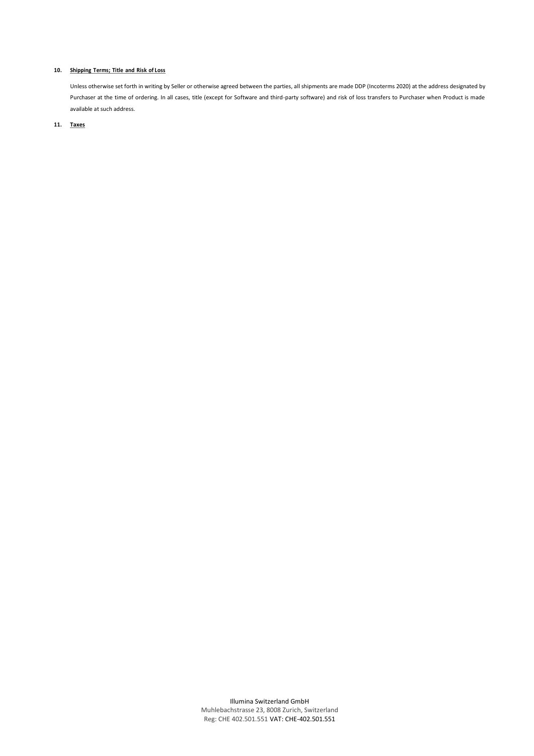**10. Shipping Terms; Title and Risk of Loss**

Unless otherwise set forth in writing by Seller or otherwise agreed between the parties, all shipments are made DDP (Incoterms 2020) at the address designated by Purchaser at the time of ordering. In all cases, title (except for Software and third-party software) and risk of loss transfers to Purchaser when Product is made available at such address.

**11. Taxes**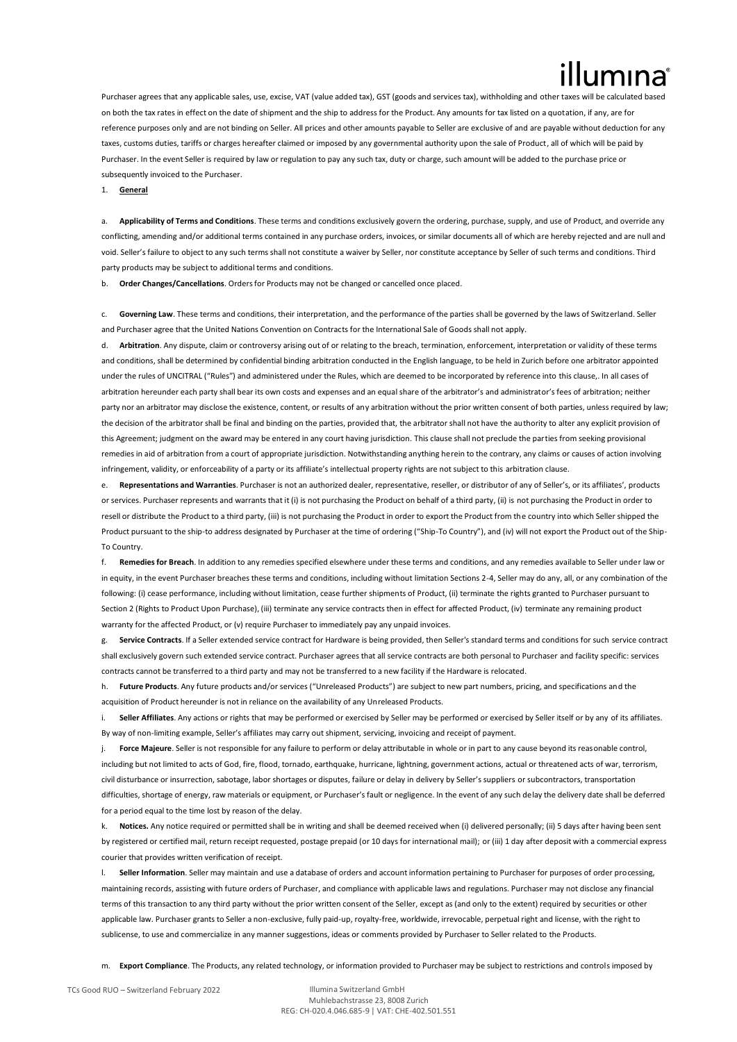Purchaser agrees that any applicable sales, use, excise, VAT (value added tax), GST (goods and services tax), withholding and other taxes will be calculated based on both the tax rates in effect on the date of shipment and the ship to address for the Product. Any amounts for tax listed on a quotation, if any, are for reference purposes only and are not binding on Seller. All prices and other amounts payable to Seller are exclusive of and are payable without deduction for any taxes, customs duties, tariffs or charges hereafter claimed or imposed by any governmental authority upon the sale of Product, all of which will be paid by Purchaser. In the event Seller is required by law or regulation to pay any such tax, duty or charge, such amount will be added to the purchase price or subsequently invoiced to the Purchaser.

1. **General**

a. **Applicability of Terms and Conditions**. These terms and conditions exclusively govern the ordering, purchase, supply, and use of Product, and override any conflicting, amending and/or additional terms contained in any purchase orders, invoices, or similar documents all of which are hereby rejected and are null and void. Seller's failure to object to any such terms shall not constitute a waiver by Seller, nor constitute acceptance by Seller of such terms and conditions. Third party products may be subject to additional terms and conditions.

b. **Order Changes/Cancellations**. Orders for Products may not be changed or cancelled once placed.

c. **Governing Law**. These terms and conditions, their interpretation, and the performance of the parties shall be governed by the laws of Switzerland. Seller and Purchaser agree that the United Nations Convention on Contracts for the International Sale of Goods shall not apply.

d. **Arbitration**. Any dispute, claim or controversy arising out of or relating to the breach, termination, enforcement, interpretation or validity of these terms and conditions, shall be determined by confidential binding arbitration conducted in the English language, to be held in Zurich before one arbitrator appointed under the rules of UNCITRAL ("Rules") and administered under the Rules, which are deemed to be incorporated by reference into this clause,. In all cases of arbitration hereunder each party shall bear its own costs and expenses and an equal share of the arbitrator's and administrator's fees of arbitration; neither party nor an arbitrator may disclose the existence, content, or results of any arbitration without the prior written consent of both parties, unless required by law; the decision of the arbitrator shall be final and binding on the parties, provided that, the arbitrator shall not have the authority to alter any explicit provision of this Agreement; judgment on the award may be entered in any court having jurisdiction. This clause shall not preclude the parties from seeking provisional remedies in aid of arbitration from a court of appropriate jurisdiction. Notwithstanding anything herein to the contrary, any claims or causes of action involving infringement, validity, or enforceability of a party or its affiliate's intellectual property rights are not subject to this arbitration clause.

e. **Representations and Warranties**. Purchaser is not an authorized dealer, representative, reseller, or distributor of any of Seller's, or its affiliates', products or services. Purchaser represents and warrants that it (i) is not purchasing the Product on behalf of a third party, (ii) is not purchasing the Product in order to resell or distribute the Product to a third party, (iii) is not purchasing the Product in order to export the Product from the country into which Seller shipped the Product pursuant to the ship-to address designated by Purchaser at the time of ordering ("Ship-To Country"), and (iv) will not export the Product out of the Ship-To Country.

f. **Remedies for Breach**. In addition to any remedies specified elsewhere under these terms and conditions, and any remedies available to Seller under law or in equity, in the event Purchaser breaches these terms and conditions, including without limitation Sections 2-4, Seller may do any, all, or any combination of the following: (i) cease performance, including without limitation, cease further shipments of Product, (ii) terminate the rights granted to Purchaser pursuant to Section 2 (Rights to Product Upon Purchase), (iii) terminate any service contracts then in effect for affected Product, (iv) terminate any remaining product warranty for the affected Product, or (v) require Purchaser to immediately pay any unpaid invoices.

g. **Service Contracts**. If a Seller extended service contract for Hardware is being provided, then Seller's standard terms and conditions for such service contract shall exclusively govern such extended service contract. Purchaser agrees that all service contracts are both personal to Purchaser and facility specific: services contracts cannot be transferred to a third party and may not be transferred to a new facility if the Hardware is relocated.

h. **Future Products**. Any future products and/or services ("Unreleased Products") are subject to new part numbers, pricing, and specifications and the acquisition of Product hereunder is not in reliance on the availability of any Unreleased Products.

i. **Seller Affiliates**. Any actions or rights that may be performed or exercised by Seller may be performed or exercised by Seller itself or by any of its affiliates. By way of non-limiting example, Seller's affiliates may carry out shipment, servicing, invoicing and receipt of payment.

j. **Force Majeure**. Seller is not responsible for any failure to perform or delay attributable in whole or in part to any cause beyond its reasonable control, including but not limited to acts of God, fire, flood, tornado, earthquake, hurricane, lightning, government actions, actual or threatened acts of war, terrorism, civil disturbance or insurrection, sabotage, labor shortages or disputes, failure or delay in delivery by Seller's suppliers or subcontractors, transportation difficulties, shortage of energy, raw materials or equipment, or Purchaser's fault or negligence. In the event of any such delay the delivery date shall be deferred for a period equal to the time lost by reason of the delay.

k. **Notices.** Any notice required or permitted shall be in writing and shall be deemed received when (i) delivered personally; (ii) 5 days after having been sent by registered or certified mail, return receipt requested, postage prepaid (or 10 days for international mail); or (iii) 1 day after deposit with a commercial express courier that provides written verification of receipt.

l. **Seller Information**. Seller may maintain and use a database of orders and account information pertaining to Purchaser for purposes of order processing, maintaining records, assisting with future orders of Purchaser, and compliance with applicable laws and regulations. Purchaser may not disclose any financial terms of this transaction to any third party without the prior written consent of the Seller, except as (and only to the extent) required by securities or other applicable law. Purchaser grants to Seller a non-exclusive, fully paid-up, royalty-free, worldwide, irrevocable, perpetual right and license, with the right to sublicense, to use and commercialize in any manner suggestions, ideas or comments provided by Purchaser to Seller related to the Products.

m. **Export Compliance**. The Products, any related technology, or information provided to Purchaser may be subject to restrictions and controls imposed by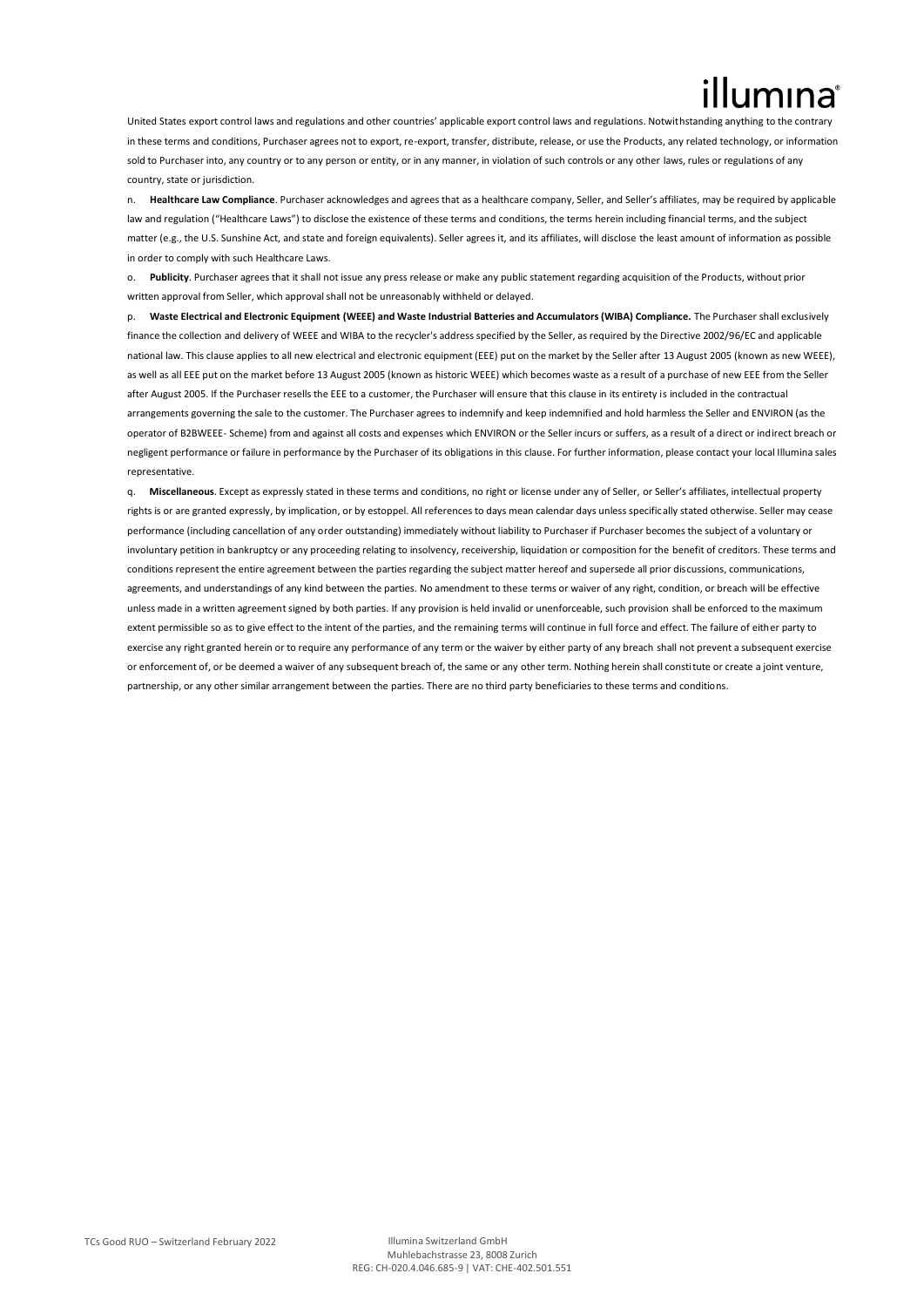United States export control laws and regulations and other countries' applicable export control laws and regulations. Notwithstanding anything to the contrary in these terms and conditions, Purchaser agrees not to export, re-export, transfer, distribute, release, or use the Products, any related technology, or information sold to Purchaser into, any country or to any person or entity, or in any manner, in violation of such controls or any other laws, rules or regulations of any country, state or jurisdiction.

n. **Healthcare Law Compliance**. Purchaser acknowledges and agrees that as a healthcare company, Seller, and Seller's affiliates, may be required by applicable law and regulation ("Healthcare Laws") to disclose the existence of these terms and conditions, the terms herein including financial terms, and the subject matter (e.g., the U.S. Sunshine Act, and state and foreign equivalents). Seller agrees it, and its affiliates, will disclose the least amount of information as possible in order to comply with such Healthcare Laws.

o. **Publicity**. Purchaser agrees that it shall not issue any press release or make any public statement regarding acquisition of the Products, without prior written approval from Seller, which approval shall not be unreasonably withheld or delayed.

p. **Waste Electrical and Electronic Equipment (WEEE) and Waste Industrial Batteries and Accumulators (WIBA) Compliance.** The Purchaser shall exclusively finance the collection and delivery of WEEE and WIBA to the recycler's address specified by the Seller, as required by the Directive 2002/96/EC and applicable national law. This clause applies to all new electrical and electronic equipment (EEE) put on the market by the Seller after 13 August 2005 (known as new WEEE), as well as all EEE put on the market before 13 August 2005 (known as historic WEEE) which becomes waste as a result of a purchase of new EEE from the Seller after August 2005. If the Purchaser resells the EEE to a customer, the Purchaser will ensure that this clause in its entirety is included in the contractual arrangements governing the sale to the customer. The Purchaser agrees to indemnify and keep indemnified and hold harmless the Seller and ENVIRON (as the operator of B2BWEEE- Scheme) from and against all costs and expenses which ENVIRON or the Seller incurs or suffers, as a result of a direct or indirect breach or negligent performance or failure in performance by the Purchaser of its obligations in this clause. For further information, please contact your local Illumina sales representative.

q. **Miscellaneous**. Except as expressly stated in these terms and conditions, no right or license under any of Seller, or Seller's affiliates, intellectual property rights is or are granted expressly, by implication, or by estoppel. All references to days mean calendar days unless specifically stated otherwise. Seller may cease performance (including cancellation of any order outstanding) immediately without liability to Purchaser if Purchaser becomes the subject of a voluntary or involuntary petition in bankruptcy or any proceeding relating to insolvency, receivership, liquidation or composition for the benefit of creditors. These terms and conditions represent the entire agreement between the parties regarding the subject matter hereof and supersede all prior discussions, communications, agreements, and understandings of any kind between the parties. No amendment to these terms or waiver of any right, condition, or breach will be effective unless made in a written agreement signed by both parties. If any provision is held invalid or unenforceable, such provision shall be enforced to the maximum extent permissible so as to give effect to the intent of the parties, and the remaining terms will continue in full force and effect. The failure of either party to exercise any right granted herein or to require any performance of any term or the waiver by either party of any breach shall not prevent a subsequent exercise or enforcement of, or be deemed a waiver of any subsequent breach of, the same or any other term. Nothing herein shall constitute or create a joint venture, partnership, or any other similar arrangement between the parties. There are no third party beneficiaries to these terms and conditions.